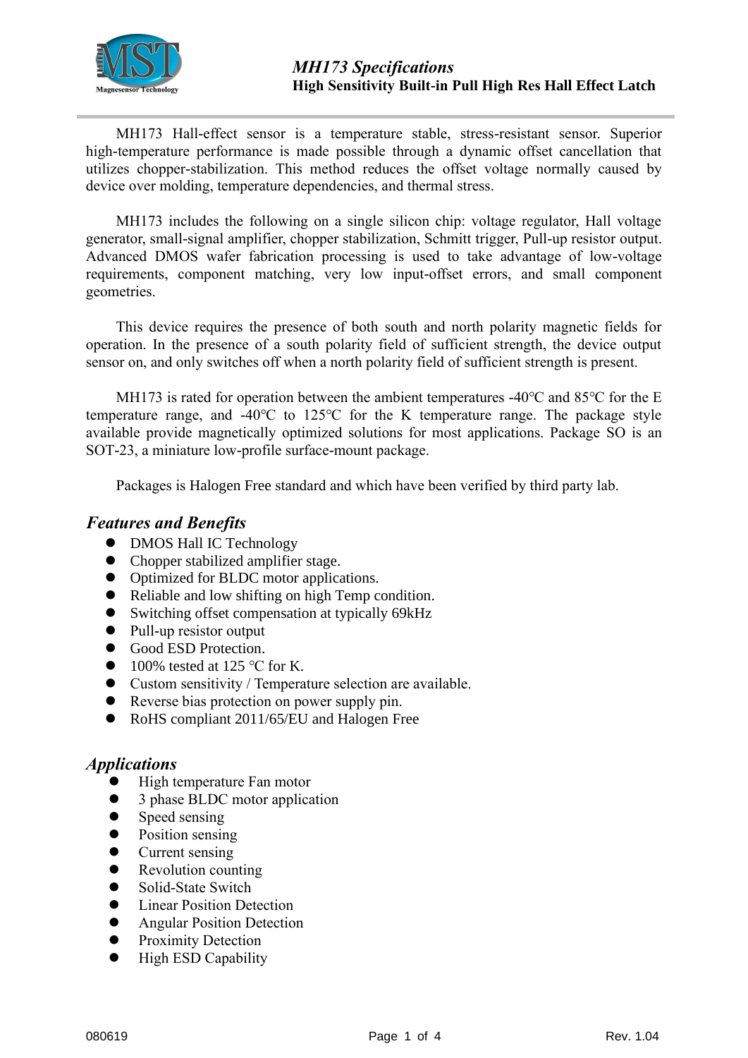# MH173 Specifications

**High Sensitivity Built-in Pull High Res Hall Effect Latch**

MH173 Hall-effect sensor is a temperature stable, stress-resistant sensor. Superior high-temperature performance is made possible through a dynamic offset cancellation that utilizes chopper-stabilization. This method reduces the offset voltage normally caused by device over molding, temperature dependencies, and thermal stress.

MH173 includes the following on a single silicon chip: voltage regulator, Hall voltage generator, small-signal amplifier, chopper stabilization, Schmitt trigger, Pull-up resistor output. Advanced DMOS wafer fabrication processing is used to take advantage of low-voltage requirements, component matching, very low input-offset errors, and small component geometries.

This device requires the presence of both south and north polarity magnetic fields for operation. In the presence of a south polarity field of sufficient strength, the device output sensor on, and only switches off when a north polarity field of sufficient strength is present.

MH173 is rated for operation between the ambient temperatures -40°C and 85°C for the E temperature range, and -40°C to 125°C for the K temperature range. The package style available provide magnetically optimized solutions for most applications. Package SO is an SOT-23, a miniature low-profile surface-mount package.

Packages is Halogen Free standard and which have been verified by third party lab.

## *Features and Benefits*

- DMOS Hall IC Technology
- Chopper stabilized amplifier stage.
- Optimized for BLDC motor applications.
- Reliable and low shifting on high Temp condition.
- Switching offset compensation at typically 69kHz
- Pull-up resistor output
- Good ESD Protection.
- 100% tested at 125 °C for K.
- Custom sensitivity / Temperature selection are available.
- Reverse bias protection on power supply pin.
- RoHS compliant 2011/65/EU and Halogen Free

## *Applications*

- High temperature Fan motor
- 3 phase BLDC motor application
- Speed sensing
- Position sensing
- Current sensing
- Revolution counting
- Solid-State Switch
- Linear Position Detection
- Angular Position Detection
- Proximity Detection
- High ESD Capability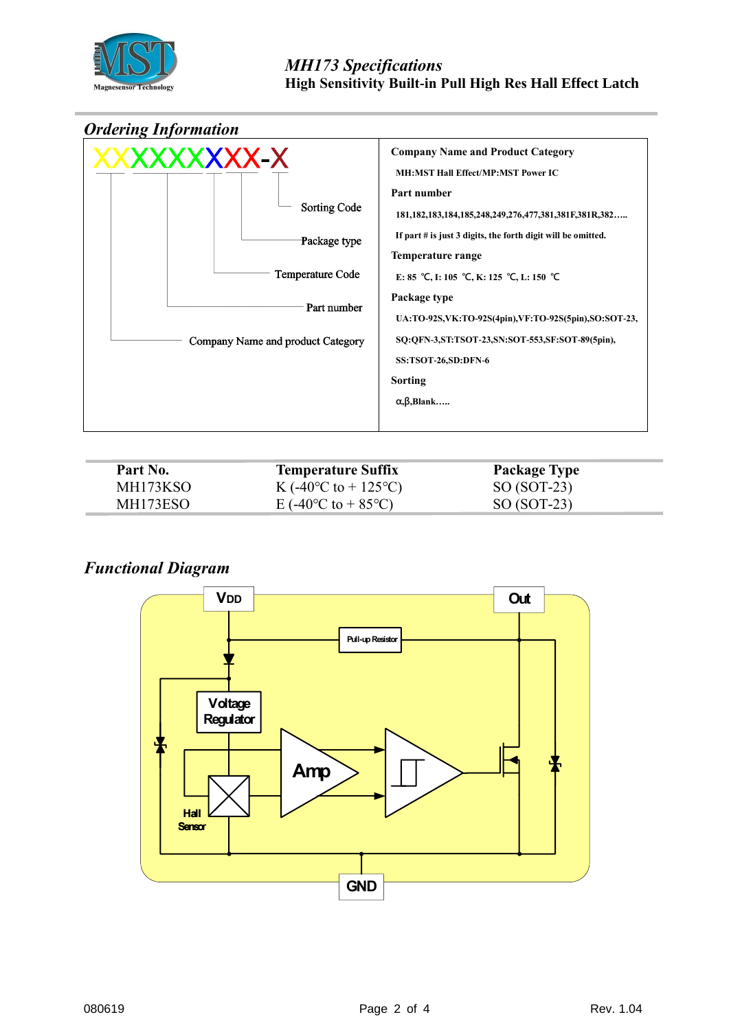## Ordering Information

XXXXXXXXX-X

- Company Name and product Category
- Part number
- Temperature Code
- Package type
- Sorting Code

**Company Name and Product Category**

MH:MST Hall Effect/MP:MST Power IC

**Part number**

181,182,183,184,185,248,249,276,477,381,381F,381R,382…..

If part # is just 3 digits, the forth digit will be omitted.

**Temperature range**

E: 85 ℃, I: 105 ℃, K: 125 ℃, L: 150 ℃

**Package type**

UA:TO-92S,VK:TO-92S(4pin),VF:TO-92S(5pin),SO:SOT-23, SQ:QFN-3,ST:TSOT-23,SN:SOT-553,SF:SOT-89(5pin), SS:TSOT-26,SD:DFN-6

**Sorting**

α,β,Blank…..

| Part No. | Temperature Suffix | Package Type |
|---|---|---|
| MH173KSO | K (-40°C to + 125°C) | SO (SOT-23) |
| MH173ESO | E (-40°C to + 85°C) | SO (SOT-23) |

## Functional Diagram

VDD, Out, Pull-up Resistor, Voltage Regulator, Amp, Hall Sensor, GND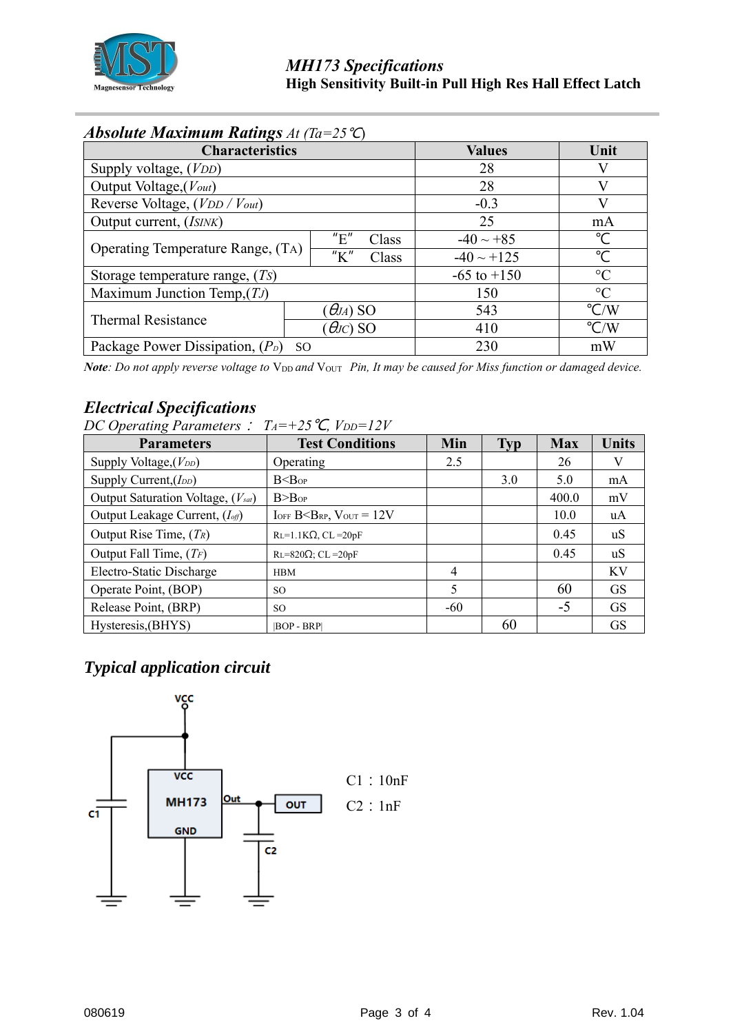## *Absolute Maximum Ratings* *At (Ta=25℃)*

| Characteristics | | Values | Unit |
|---|---|---|---|
| Supply voltage, ($V_{DD}$) | | 28 | V |
| Output Voltage,($V_{out}$) | | 28 | V |
| Reverse Voltage, ($V_{DD}$ / $V_{out}$) | | -0.3 | V |
| Output current, ($I_{SINK}$) | | 25 | mA |
| Operating Temperature Range, ($T_A$) | "E" Class | -40 ~ +85 | ℃ |
| | "K" Class | -40 ~ +125 | ℃ |
| Storage temperature range, ($T_S$) | | -65 to +150 | °C |
| Maximum Junction Temp,($T_J$) | | 150 | °C |
| Thermal Resistance | ($\theta_{JA}$) SO | 543 | ℃/W |
| | ($\theta_{JC}$) SO | 410 | ℃/W |
| Package Power Dissipation, ($P_D$) SO | | 230 | mW |

***Note**: Do not apply reverse voltage to* $V_{DD}$ *and* $V_{OUT}$ *Pin, It may be caused for Miss function or damaged device.*

## *Electrical Specifications*

*DC Operating Parameters ： $T_A$=+25℃, $V_{DD}$=12V*

| Parameters | Test Conditions | Min | Typ | Max | Units |
|---|---|---|---|---|---|
| Supply Voltage,($V_{DD}$) | Operating | 2.5 | | 26 | V |
| Supply Current,($I_{DD}$) | B<$B_{OP}$ | | 3.0 | 5.0 | mA |
| Output Saturation Voltage, ($V_{sat}$) | B>$B_{OP}$ | | | 400.0 | mV |
| Output Leakage Current, ($I_{off}$) | $I_{OFF}$ B<$B_{RP}$, $V_{OUT}$ = 12V | | | 10.0 | uA |
| Output Rise Time, ($T_R$) | $R_L$=1.1KΩ, CL =20pF | | | 0.45 | uS |
| Output Fall Time, ($T_F$) | $R_L$=820Ω; CL =20pF | | | 0.45 | uS |
| Electro-Static Discharge | HBM | 4 | | | KV |
| Operate Point, (BOP) | SO | 5 | | 60 | GS |
| Release Point, (BRP) | SO | -60 | | -5 | GS |
| Hysteresis,(BHYS) | \|BOP - BRP\| | | 60 | | GS |

## *Typical application circuit*

C1 ：10nF

C2 ：1nF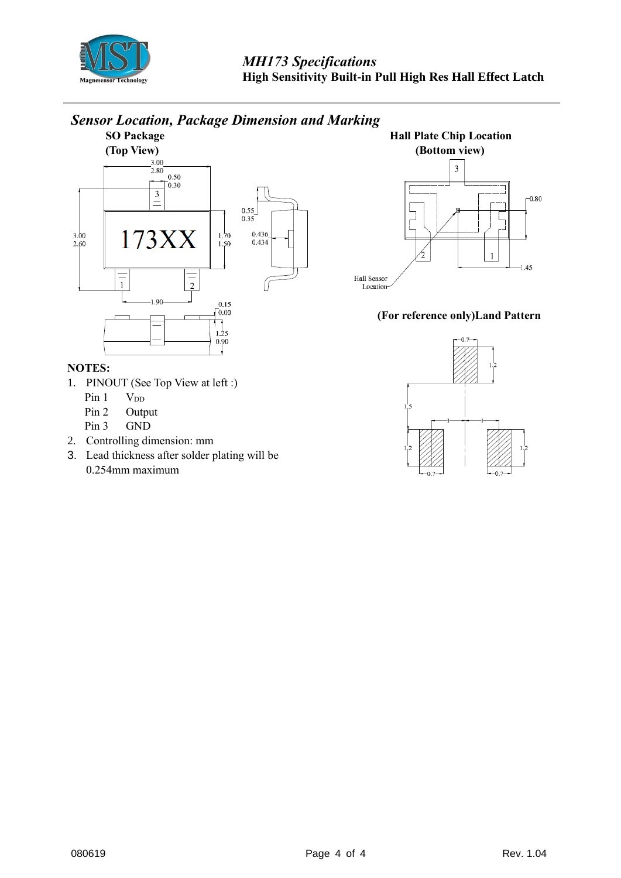## *Sensor Location, Package Dimension and Marking*

**SO Package**
**(Top View)**

3.00
2.80
0.50
0.30
3
3.00
2.60
173XX
1.70
1.50
0.55
0.35
0.436
0.434
1
2
1.90
0.15
0.00
1.25
0.90

**Hall Plate Chip Location**
**(Bottom view)**

3
0.80
2
1
1.45
Hall Sensor
Location

**(For reference only)Land Pattern**

0.7
1.2
1.5
1
1
1.2
1.2
0.7
0.7

**NOTES:**

1. PINOUT (See Top View at left :)
   - Pin 1 $V_{DD}$
   - Pin 2 Output
   - Pin 3 GND
2. Controlling dimension: mm
3. Lead thickness after solder plating will be 0.254mm maximum